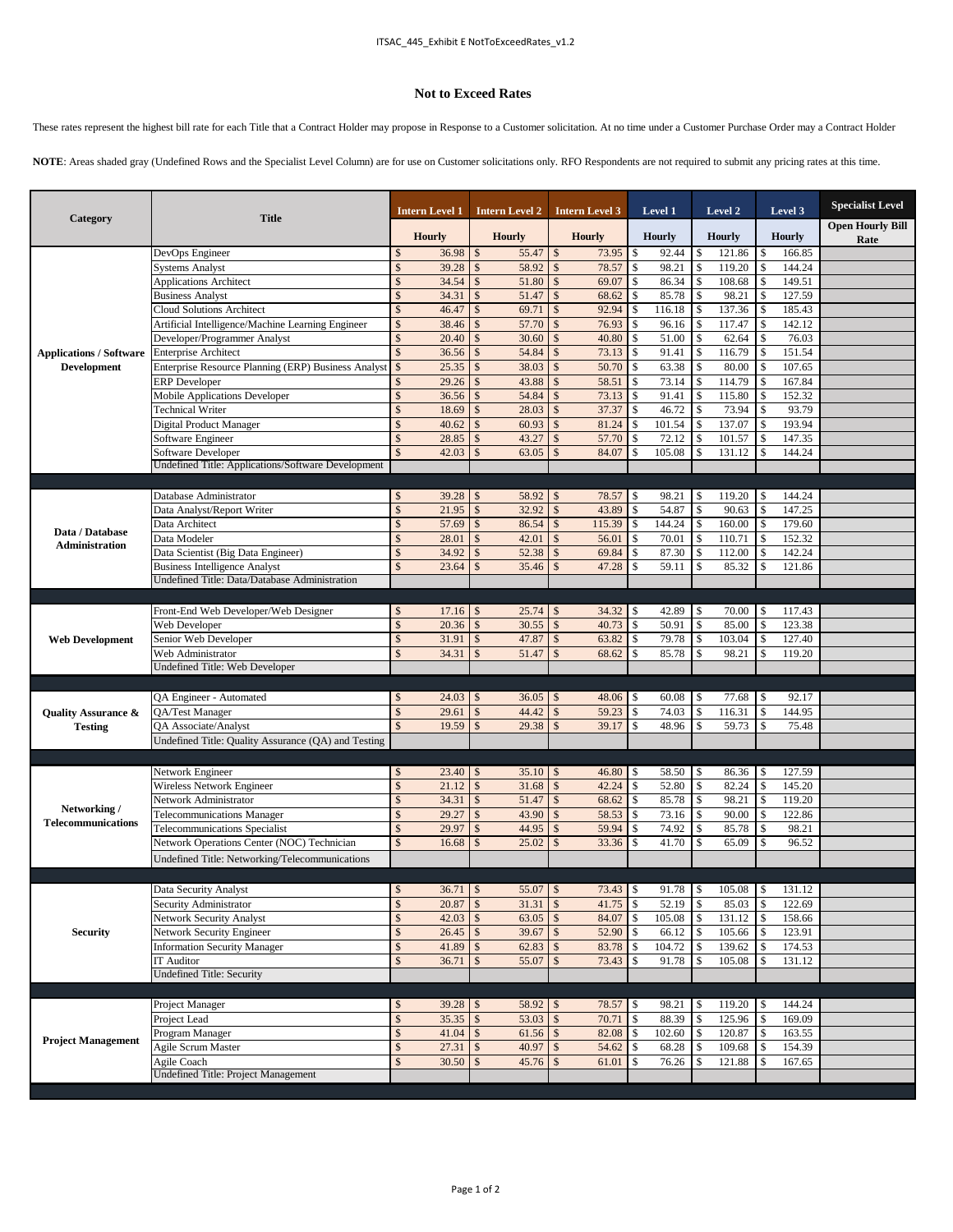# Not to Exceed Rates

These rates represent the highest bill rate for each Title that a Contract Holder may propose in Response to a Customer solicitation. At no time under a Customer Purchase Order may a Contract Holder

**NOTE**: Areas shaded gray (Undefined Rows and the Specialist Level Column) are for use on Customer solicitations only. RFO Respondents are not required to submit any pricing rates at this time.

| Category | Title | Intern Level 1 | Intern Level 2 | Intern Level 3 | Level 1 | Level 2 | Level 3 | Specialist Level |
|---|---|---|---|---|---|---|---|---|
| | | Hourly | Hourly | Hourly | Hourly | Hourly | Hourly | Open Hourly Bill Rate |
| Applications / Software Development | DevOps Engineer | $ 36.98 | $ 55.47 | $ 73.95 | $ 92.44 | $ 121.86 | $ 166.85 | |
| | Systems Analyst | $ 39.28 | $ 58.92 | $ 78.57 | $ 98.21 | $ 119.20 | $ 144.24 | |
| | Applications Architect | $ 34.54 | $ 51.80 | $ 69.07 | $ 86.34 | $ 108.68 | $ 149.51 | |
| | Business Analyst | $ 34.31 | $ 51.47 | $ 68.62 | $ 85.78 | $ 98.21 | $ 127.59 | |
| | Cloud Solutions Architect | $ 46.47 | $ 69.71 | $ 92.94 | $ 116.18 | $ 137.36 | $ 185.43 | |
| | Artificial Intelligence/Machine Learning Engineer | $ 38.46 | $ 57.70 | $ 76.93 | $ 96.16 | $ 117.47 | $ 142.12 | |
| | Developer/Programmer Analyst | $ 20.40 | $ 30.60 | $ 40.80 | $ 51.00 | $ 62.64 | $ 76.03 | |
| | Enterprise Architect | $ 36.56 | $ 54.84 | $ 73.13 | $ 91.41 | $ 116.79 | $ 151.54 | |
| | Enterprise Resource Planning (ERP) Business Analyst | $ 25.35 | $ 38.03 | $ 50.70 | $ 63.38 | $ 80.00 | $ 107.65 | |
| | ERP Developer | $ 29.26 | $ 43.88 | $ 58.51 | $ 73.14 | $ 114.79 | $ 167.84 | |
| | Mobile Applications Developer | $ 36.56 | $ 54.84 | $ 73.13 | $ 91.41 | $ 115.80 | $ 152.32 | |
| | Technical Writer | $ 18.69 | $ 28.03 | $ 37.37 | $ 46.72 | $ 73.94 | $ 93.79 | |
| | Digital Product Manager | $ 40.62 | $ 60.93 | $ 81.24 | $ 101.54 | $ 137.07 | $ 193.94 | |
| | Software Engineer | $ 28.85 | $ 43.27 | $ 57.70 | $ 72.12 | $ 101.57 | $ 147.35 | |
| | Software Developer | $ 42.03 | $ 63.05 | $ 84.07 | $ 105.08 | $ 131.12 | $ 144.24 | |
| | Undefined Title: Applications/Software Development | | | | | | | |
| Data / Database Administration | Database Administrator | $ 39.28 | $ 58.92 | $ 78.57 | $ 98.21 | $ 119.20 | $ 144.24 | |
| | Data Analyst/Report Writer | $ 21.95 | $ 32.92 | $ 43.89 | $ 54.87 | $ 90.63 | $ 147.25 | |
| | Data Architect | $ 57.69 | $ 86.54 | $ 115.39 | $ 144.24 | $ 160.00 | $ 179.60 | |
| | Data Modeler | $ 28.01 | $ 42.01 | $ 56.01 | $ 70.01 | $ 110.71 | $ 152.32 | |
| | Data Scientist (Big Data Engineer) | $ 34.92 | $ 52.38 | $ 69.84 | $ 87.30 | $ 112.00 | $ 142.24 | |
| | Business Intelligence Analyst | $ 23.64 | $ 35.46 | $ 47.28 | $ 59.11 | $ 85.32 | $ 121.86 | |
| | Undefined Title: Data/Database Administration | | | | | | | |
| Web Development | Front-End Web Developer/Web Designer | $ 17.16 | $ 25.74 | $ 34.32 | $ 42.89 | $ 70.00 | $ 117.43 | |
| | Web Developer | $ 20.36 | $ 30.55 | $ 40.73 | $ 50.91 | $ 85.00 | $ 123.38 | |
| | Senior Web Developer | $ 31.91 | $ 47.87 | $ 63.82 | $ 79.78 | $ 103.04 | $ 127.40 | |
| | Web Administrator | $ 34.31 | $ 51.47 | $ 68.62 | $ 85.78 | $ 98.21 | $ 119.20 | |
| | Undefined Title: Web Developer | | | | | | | |
| Quality Assurance & Testing | QA Engineer - Automated | $ 24.03 | $ 36.05 | $ 48.06 | $ 60.08 | $ 77.68 | $ 92.17 | |
| | QA/Test Manager | $ 29.61 | $ 44.42 | $ 59.23 | $ 74.03 | $ 116.31 | $ 144.95 | |
| | QA Associate/Analyst | $ 19.59 | $ 29.38 | $ 39.17 | $ 48.96 | $ 59.73 | $ 75.48 | |
| | Undefined Title: Quality Assurance (QA) and Testing | | | | | | | |
| Networking / Telecommunications | Network Engineer | $ 23.40 | $ 35.10 | $ 46.80 | $ 58.50 | $ 86.36 | $ 127.59 | |
| | Wireless Network Engineer | $ 21.12 | $ 31.68 | $ 42.24 | $ 52.80 | $ 82.24 | $ 145.20 | |
| | Network Administrator | $ 34.31 | $ 51.47 | $ 68.62 | $ 85.78 | $ 98.21 | $ 119.20 | |
| | Telecommunications Manager | $ 29.27 | $ 43.90 | $ 58.53 | $ 73.16 | $ 90.00 | $ 122.86 | |
| | Telecommunications Specialist | $ 29.97 | $ 44.95 | $ 59.94 | $ 74.92 | $ 85.78 | $ 98.21 | |
| | Network Operations Center (NOC) Technician | $ 16.68 | $ 25.02 | $ 33.36 | $ 41.70 | $ 65.09 | $ 96.52 | |
| | Undefined Title: Networking/Telecommunications | | | | | | | |
| Security | Data Security Analyst | $ 36.71 | $ 55.07 | $ 73.43 | $ 91.78 | $ 105.08 | $ 131.12 | |
| | Security Administrator | $ 20.87 | $ 31.31 | $ 41.75 | $ 52.19 | $ 85.03 | $ 122.69 | |
| | Network Security Analyst | $ 42.03 | $ 63.05 | $ 84.07 | $ 105.08 | $ 131.12 | $ 158.66 | |
| | Network Security Engineer | $ 26.45 | $ 39.67 | $ 52.90 | $ 66.12 | $ 105.66 | $ 123.91 | |
| | Information Security Manager | $ 41.89 | $ 62.83 | $ 83.78 | $ 104.72 | $ 139.62 | $ 174.53 | |
| | IT Auditor | $ 36.71 | $ 55.07 | $ 73.43 | $ 91.78 | $ 105.08 | $ 131.12 | |
| | Undefined Title: Security | | | | | | | |
| Project Management | Project Manager | $ 39.28 | $ 58.92 | $ 78.57 | $ 98.21 | $ 119.20 | $ 144.24 | |
| | Project Lead | $ 35.35 | $ 53.03 | $ 70.71 | $ 88.39 | $ 125.96 | $ 169.09 | |
| | Program Manager | $ 41.04 | $ 61.56 | $ 82.08 | $ 102.60 | $ 120.87 | $ 163.55 | |
| | Agile Scrum Master | $ 27.31 | $ 40.97 | $ 54.62 | $ 68.28 | $ 109.68 | $ 154.39 | |
| | Agile Coach | $ 30.50 | $ 45.76 | $ 61.01 | $ 76.26 | $ 121.88 | $ 167.65 | |
| | Undefined Title: Project Management | | | | | | | |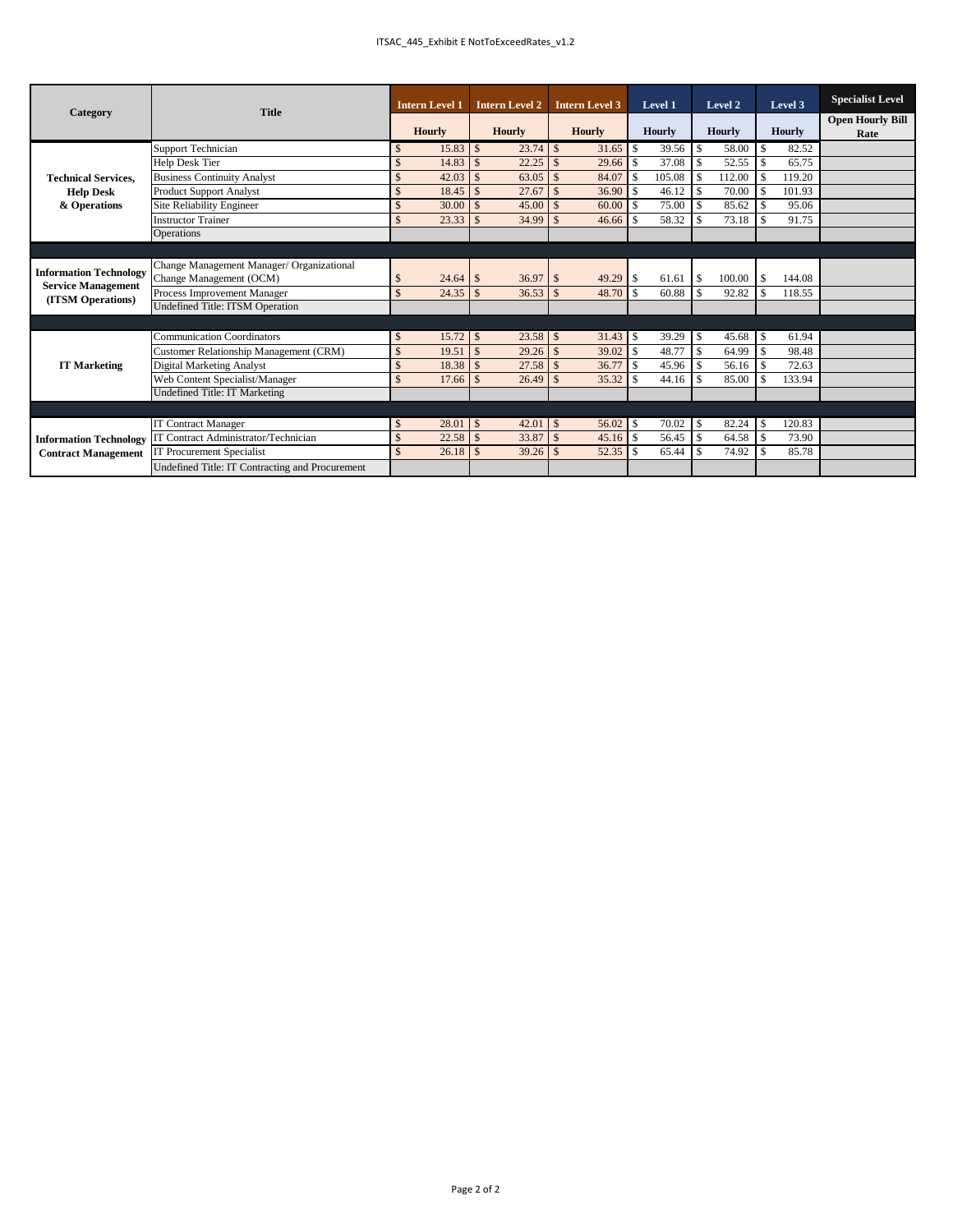| Category | Title | Intern Level 1 | Intern Level 2 | Intern Level 3 | Level 1 | Level 2 | Level 3 | Specialist Level |
|---|---|---|---|---|---|---|---|---|
| | | Hourly | Hourly | Hourly | Hourly | Hourly | Hourly | Open Hourly Bill Rate |
| **Technical Services, Help Desk & Operations** | Support Technician | $ 15.83 | $ 23.74 | $ 31.65 | $ 39.56 | $ 58.00 | $ 82.52 | |
| | Help Desk Tier | $ 14.83 | $ 22.25 | $ 29.66 | $ 37.08 | $ 52.55 | $ 65.75 | |
| | Business Continuity Analyst | $ 42.03 | $ 63.05 | $ 84.07 | $ 105.08 | $ 112.00 | $ 119.20 | |
| | Product Support Analyst | $ 18.45 | $ 27.67 | $ 36.90 | $ 46.12 | $ 70.00 | $ 101.93 | |
| | Site Reliability Engineer | $ 30.00 | $ 45.00 | $ 60.00 | $ 75.00 | $ 85.62 | $ 95.06 | |
| | Instructor Trainer | $ 23.33 | $ 34.99 | $ 46.66 | $ 58.32 | $ 73.18 | $ 91.75 | |
| | Operations | | | | | | | |
| **Information Technology Service Management (ITSM Operations)** | Change Management Manager/ Organizational Change Management (OCM) | $ 24.64 | $ 36.97 | $ 49.29 | $ 61.61 | $ 100.00 | $ 144.08 | |
| | Process Improvement Manager | $ 24.35 | $ 36.53 | $ 48.70 | $ 60.88 | $ 92.82 | $ 118.55 | |
| | Undefined Title: ITSM Operation | | | | | | | |
| **IT Marketing** | Communication Coordinators | $ 15.72 | $ 23.58 | $ 31.43 | $ 39.29 | $ 45.68 | $ 61.94 | |
| | Customer Relationship Management (CRM) | $ 19.51 | $ 29.26 | $ 39.02 | $ 48.77 | $ 64.99 | $ 98.48 | |
| | Digital Marketing Analyst | $ 18.38 | $ 27.58 | $ 36.77 | $ 45.96 | $ 56.16 | $ 72.63 | |
| | Web Content Specialist/Manager | $ 17.66 | $ 26.49 | $ 35.32 | $ 44.16 | $ 85.00 | $ 133.94 | |
| | Undefined Title: IT Marketing | | | | | | | |
| **Information Technology Contract Management** | IT Contract Manager | $ 28.01 | $ 42.01 | $ 56.02 | $ 70.02 | $ 82.24 | $ 120.83 | |
| | IT Contract Administrator/Technician | $ 22.58 | $ 33.87 | $ 45.16 | $ 56.45 | $ 64.58 | $ 73.90 | |
| | IT Procurement Specialist | $ 26.18 | $ 39.26 | $ 52.35 | $ 65.44 | $ 74.92 | $ 85.78 | |
| | Undefined Title: IT Contracting and Procurement | | | | | | | |